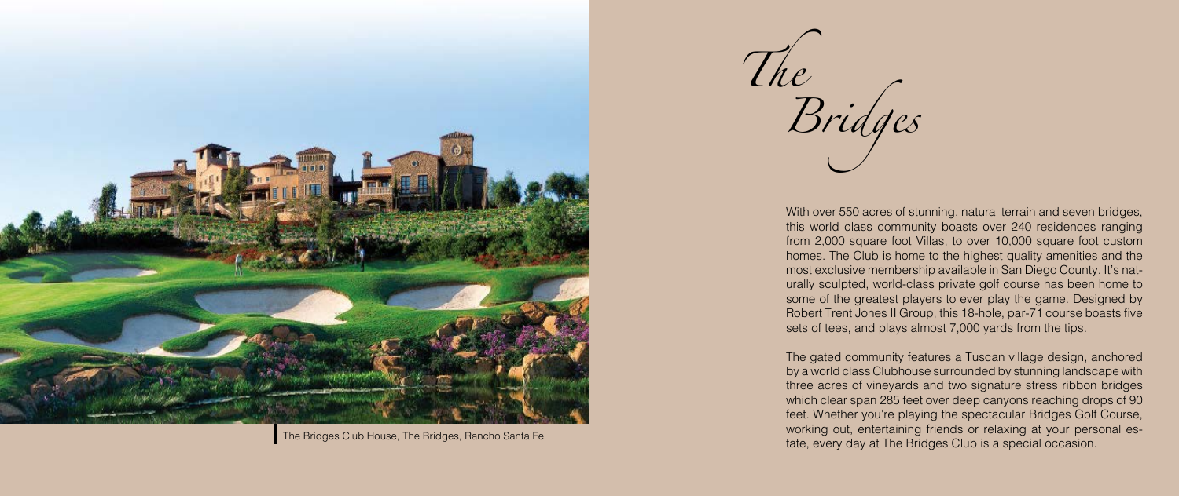# *The Bridges*

With over 550 acres of stunning, natural terrain and seven bridges, this world class community boasts over 240 residences ranging from 2,000 square foot Villas, to over 10,000 square foot custom homes. The Club is home to the highest quality amenities and the most exclusive membership available in San Diego County. It's naturally sculpted, world-class private golf course has been home to some of the greatest players to ever play the game. Designed by Robert Trent Jones II Group, this 18-hole, par-71 course boasts five sets of tees, and plays almost 7,000 yards from the tips.

The gated community features a Tuscan village design, anchored by a world class Clubhouse surrounded by stunning landscape with three acres of vineyards and two signature stress ribbon bridges which clear span 285 feet over deep canyons reaching drops of 90 feet. Whether you're playing the spectacular Bridges Golf Course, working out, entertaining friends or relaxing at your personal estate, every day at The Bridges Club is a special occasion.

The Bridges Club House, The Bridges, Rancho Santa Fe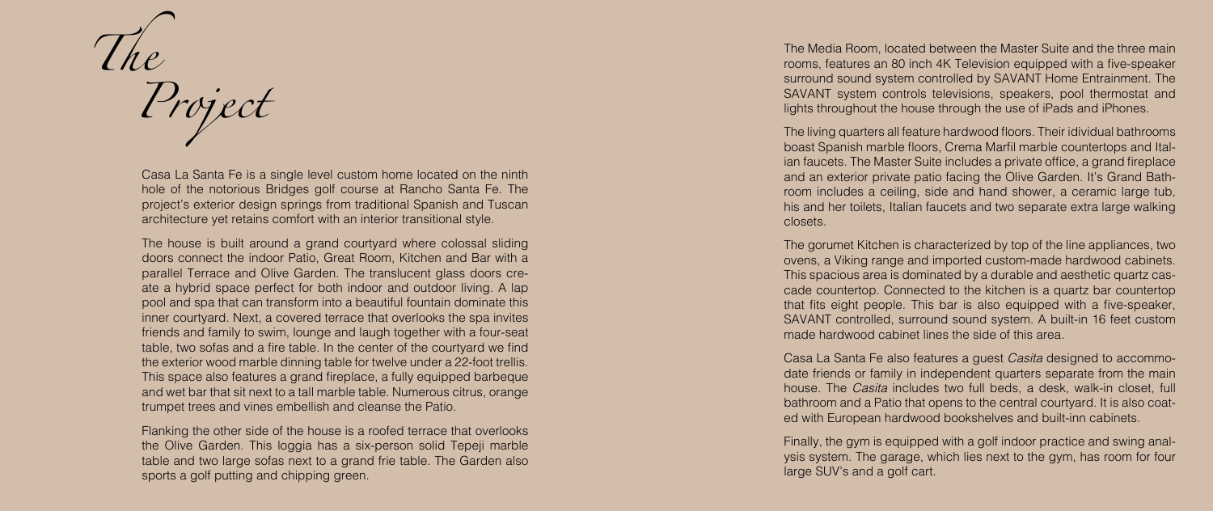# *The Project*

Casa La Santa Fe is a single level custom home located on the ninth hole of the notorious Bridges golf course at Rancho Santa Fe. The project's exterior design springs from traditional Spanish and Tuscan architecture yet retains comfort with an interior transitional style.

The house is built around a grand courtyard where colossal sliding doors connect the indoor Patio, Great Room, Kitchen and Bar with a parallel Terrace and Olive Garden. The translucent glass doors create a hybrid space perfect for both indoor and outdoor living. A lap pool and spa that can transform into a beautiful fountain dominate this inner courtyard. Next, a covered terrace that overlooks the spa invites friends and family to swim, lounge and laugh together with a four-seat table, two sofas and a fire table. In the center of the courtyard we find the exterior wood marble dinning table for twelve under a 22-foot trellis. This space also features a grand fireplace, a fully equipped barbeque and wet bar that sit next to a tall marble table. Numerous citrus, orange trumpet trees and vines embellish and cleanse the Patio.

Flanking the other side of the house is a roofed terrace that overlooks the Olive Garden. This loggia has a six-person solid Tepeji marble table and two large sofas next to a grand frie table. The Garden also sports a golf putting and chipping green.

The Media Room, located between the Master Suite and the three main rooms, features an 80 inch 4K Television equipped with a five-speaker surround sound system controlled by SAVANT Home Entrainment. The SAVANT system controls televisions, speakers, pool thermostat and lights throughout the house through the use of iPads and iPhones.

The living quarters all feature hardwood floors. Their idividual bathrooms boast Spanish marble floors, Crema Marfil marble countertops and Italian faucets. The Master Suite includes a private office, a grand fireplace and an exterior private patio facing the Olive Garden. It's Grand Bathroom includes a ceiling, side and hand shower, a ceramic large tub, his and her toilets, Italian faucets and two separate extra large walking closets.

The gorumet Kitchen is characterized by top of the line appliances, two ovens, a Viking range and imported custom-made hardwood cabinets. This spacious area is dominated by a durable and aesthetic quartz cascade countertop. Connected to the kitchen is a quartz bar countertop that fits eight people. This bar is also equipped with a five-speaker, SAVANT controlled, surround sound system. A built-in 16 feet custom made hardwood cabinet lines the side of this area.

Casa La Santa Fe also features a guest *Casita* designed to accommodate friends or family in independent quarters separate from the main house. The *Casita* includes two full beds, a desk, walk-in closet, full bathroom and a Patio that opens to the central courtyard. It is also coated with European hardwood bookshelves and built-inn cabinets.

Finally, the gym is equipped with a golf indoor practice and swing analysis system. The garage, which lies next to the gym, has room for four large SUV's and a golf cart.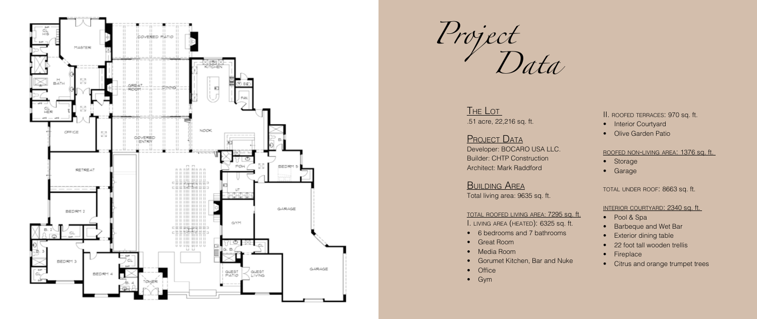# Project Data

## The Lot

.51 acre, 22,216 sq. ft.

## Project Data

Developer: BOCARO USA LLC.
Builder: CHTP Construction
Architect: Mark Raddford

## Building Area

Total living area: 9635 sq. ft.

TOTAL ROOFED LIVING AREA: 7295 sq. ft.

I. LIVING AREA (HEATED): 6325 sq. ft.

- 6 bedrooms and 7 bathrooms
- Great Room
- Media Room
- Gorumet Kitchen, Bar and Nuke
- Office
- Gym

II. ROOFED TERRACES: 970 sq. ft.

- Interior Courtyard
- Olive Garden Patio

ROOFED NON-LIVING AREA: 1376 sq. ft.

- Storage
- Garage

TOTAL UNDER ROOF: 8663 sq. ft.

INTERIOR COURTYARD: 2340 sq. ft.

- Pool & Spa
- Barbeque and Wet Bar
- Exterior dining table
- 22 foot tall wooden trellis
- Fireplace
- Citrus and orange trumpet trees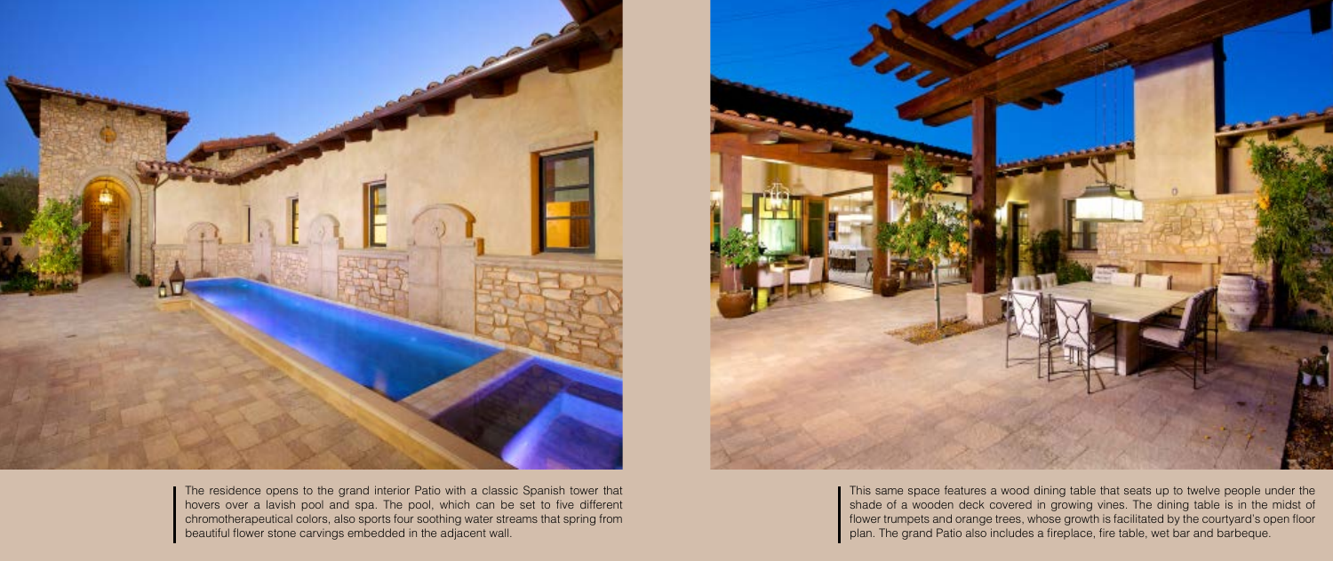The residence opens to the grand interior Patio with a classic Spanish tower that hovers over a lavish pool and spa. The pool, which can be set to five different chromotherapeutical colors, also sports four soothing water streams that spring from beautiful flower stone carvings embedded in the adjacent wall.

This same space features a wood dining table that seats up to twelve people under the shade of a wooden deck covered in growing vines. The dining table is in the midst of flower trumpets and orange trees, whose growth is facilitated by the courtyard's open floor plan. The grand Patio also includes a fireplace, fire table, wet bar and barbeque.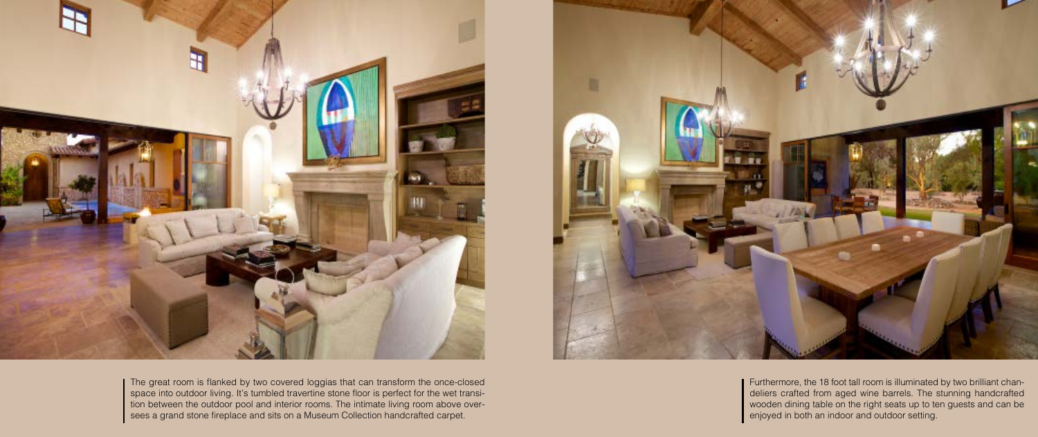The great room is flanked by two covered loggias that can transform the once-closed space into outdoor living. It's tumbled travertine stone floor is perfect for the wet transition between the outdoor pool and interior rooms. The intimate living room above oversees a grand stone fireplace and sits on a Museum Collection handcrafted carpet.

Furthermore, the 18 foot tall room is illuminated by two brilliant chandeliers crafted from aged wine barrels. The stunning handcrafted wooden dining table on the right seats up to ten guests and can be enjoyed in both an indoor and outdoor setting.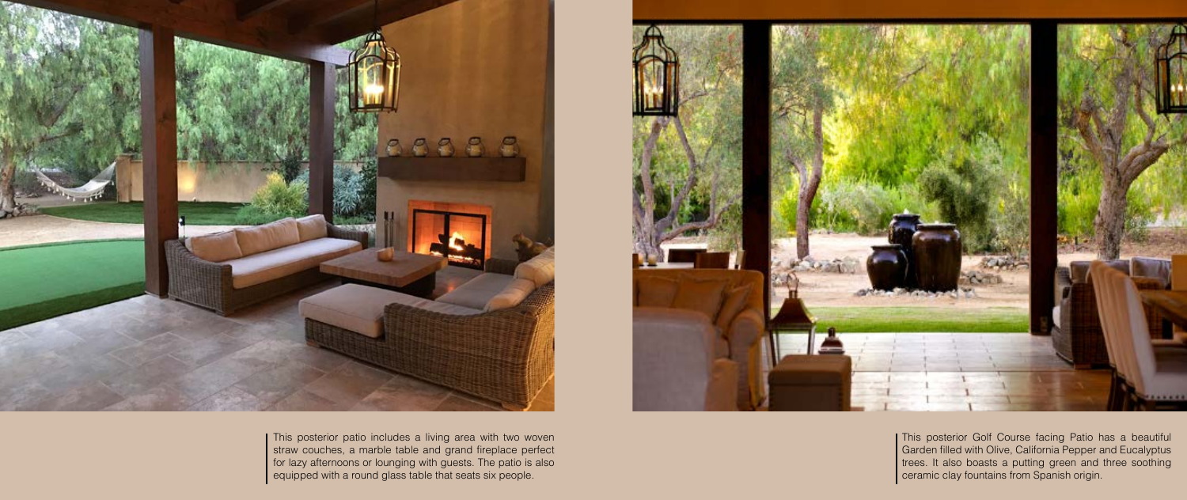This posterior patio includes a living area with two woven straw couches, a marble table and grand fireplace perfect for lazy afternoons or lounging with guests. The patio is also equipped with a round glass table that seats six people.

This posterior Golf Course facing Patio has a beautiful Garden filled with Olive, California Pepper and Eucalyptus trees. It also boasts a putting green and three soothing ceramic clay fountains from Spanish origin.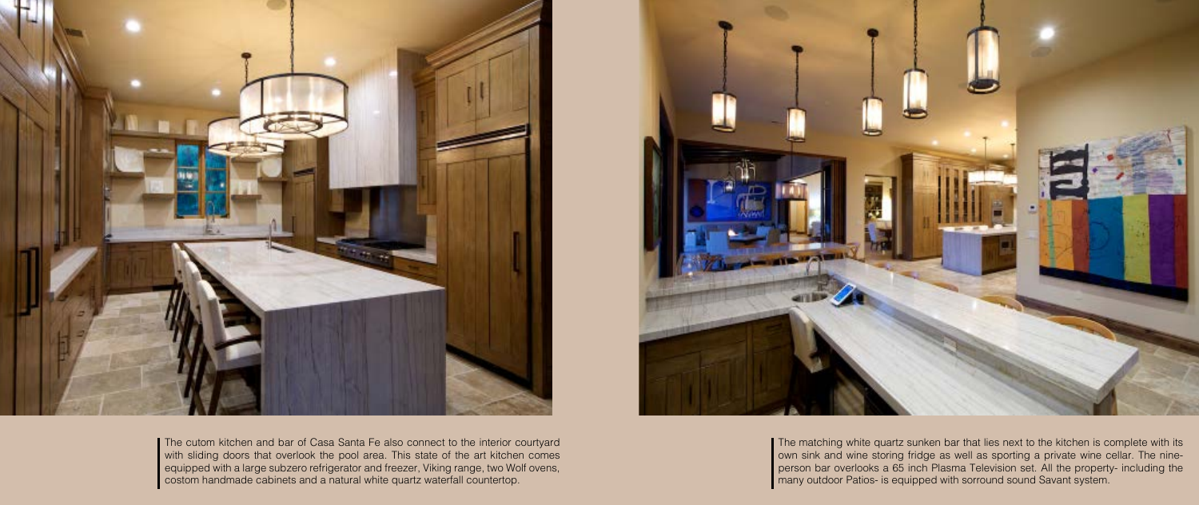The cutom kitchen and bar of Casa Santa Fe also connect to the interior courtyard with sliding doors that overlook the pool area. This state of the art kitchen comes equipped with a large subzero refrigerator and freezer, Viking range, two Wolf ovens, costom handmade cabinets and a natural white quartz waterfall countertop.

The matching white quartz sunken bar that lies next to the kitchen is complete with its own sink and wine storing fridge as well as sporting a private wine cellar. The nine-person bar overlooks a 65 inch Plasma Television set. All the property- including the many outdoor Patios- is equipped with sorround sound Savant system.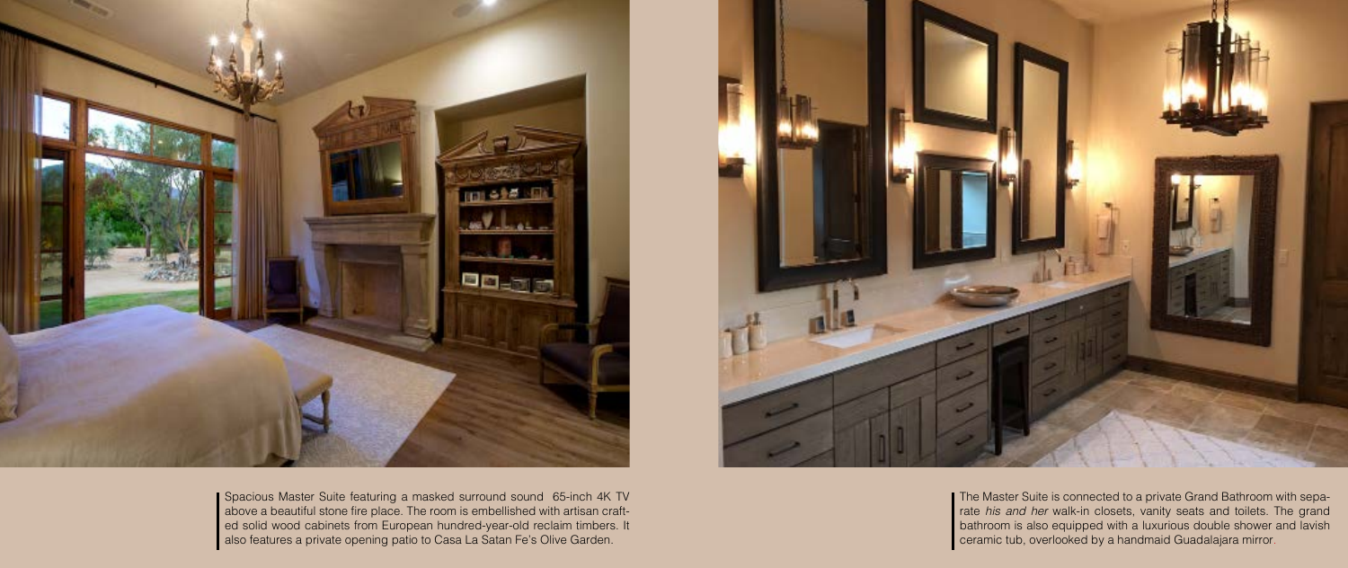Spacious Master Suite featuring a masked surround sound 65-inch 4K TV above a beautiful stone fire place. The room is embellished with artisan crafted solid wood cabinets from European hundred-year-old reclaim timbers. It also features a private opening patio to Casa La Satan Fe's Olive Garden.

The Master Suite is connected to a private Grand Bathroom with separate *his and her* walk-in closets, vanity seats and toilets. The grand bathroom is also equipped with a luxurious double shower and lavish ceramic tub, overlooked by a handmaid Guadalajara mirror.